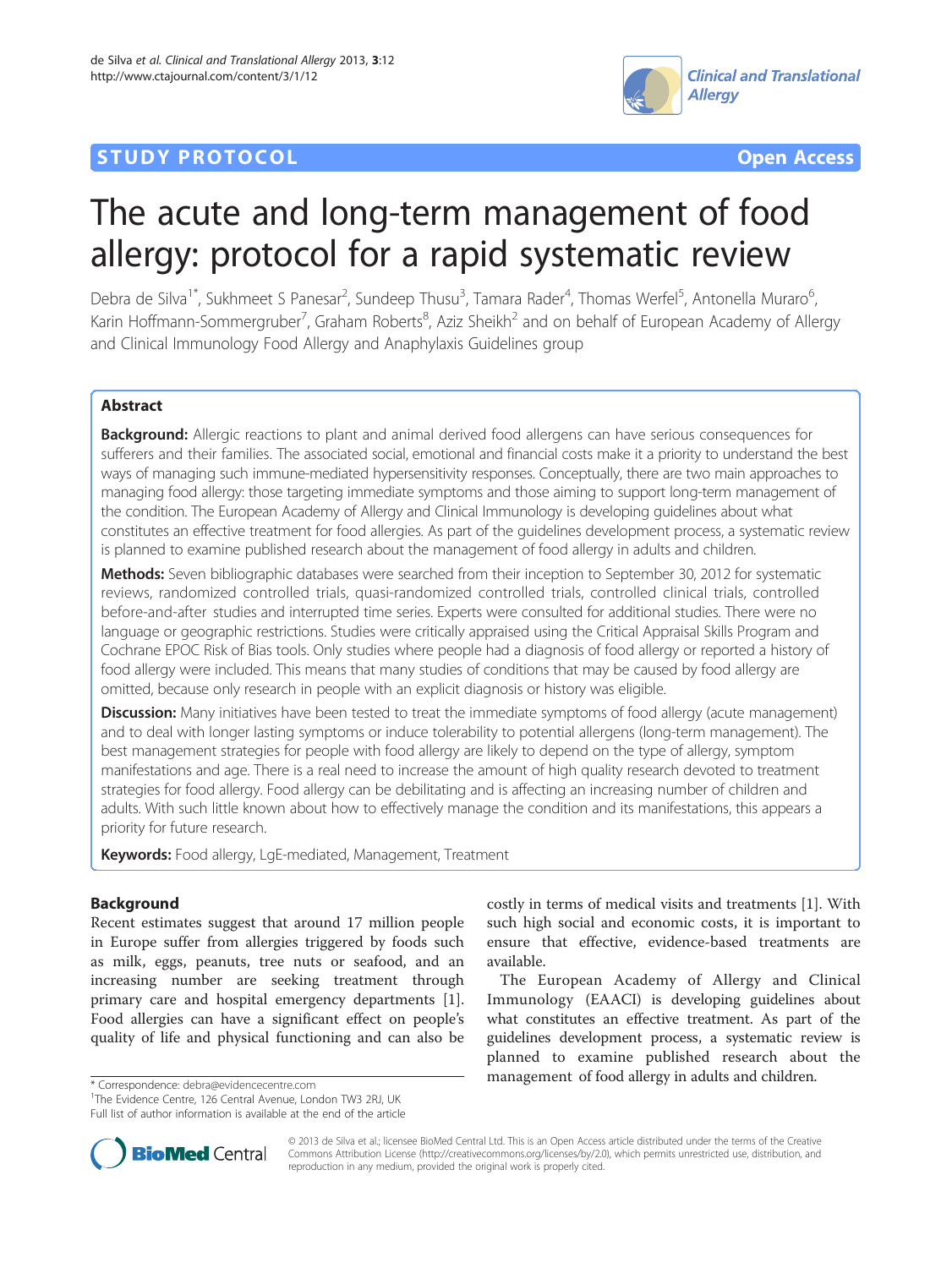**STUDY PROTOCOL** **Open Access**

# The acute and long-term management of food allergy: protocol for a rapid systematic review

Debra de Silva[1*], Sukhmeet S Panesar[2], Sundeep Thusu[3], Tamara Rader[4], Thomas Werfel[5], Antonella Muraro[6], Karin Hoffmann-Sommergruber[7], Graham Roberts[8], Aziz Sheikh[2] and on behalf of European Academy of Allergy and Clinical Immunology Food Allergy and Anaphylaxis Guidelines group

## Abstract

**Background:** Allergic reactions to plant and animal derived food allergens can have serious consequences for sufferers and their families. The associated social, emotional and financial costs make it a priority to understand the best ways of managing such immune-mediated hypersensitivity responses. Conceptually, there are two main approaches to managing food allergy: those targeting immediate symptoms and those aiming to support long-term management of the condition. The European Academy of Allergy and Clinical Immunology is developing guidelines about what constitutes an effective treatment for food allergies. As part of the guidelines development process, a systematic review is planned to examine published research about the management of food allergy in adults and children.

**Methods:** Seven bibliographic databases were searched from their inception to September 30, 2012 for systematic reviews, randomized controlled trials, quasi-randomized controlled trials, controlled clinical trials, controlled before-and-after studies and interrupted time series. Experts were consulted for additional studies. There were no language or geographic restrictions. Studies were critically appraised using the Critical Appraisal Skills Program and Cochrane EPOC Risk of Bias tools. Only studies where people had a diagnosis of food allergy or reported a history of food allergy were included. This means that many studies of conditions that may be caused by food allergy are omitted, because only research in people with an explicit diagnosis or history was eligible.

**Discussion:** Many initiatives have been tested to treat the immediate symptoms of food allergy (acute management) and to deal with longer lasting symptoms or induce tolerability to potential allergens (long-term management). The best management strategies for people with food allergy are likely to depend on the type of allergy, symptom manifestations and age. There is a real need to increase the amount of high quality research devoted to treatment strategies for food allergy. Food allergy can be debilitating and is affecting an increasing number of children and adults. With such little known about how to effectively manage the condition and its manifestations, this appears a priority for future research.

**Keywords:** Food allergy, LgE-mediated, Management, Treatment

## Background

Recent estimates suggest that around 17 million people in Europe suffer from allergies triggered by foods such as milk, eggs, peanuts, tree nuts or seafood, and an increasing number are seeking treatment through primary care and hospital emergency departments [1]. Food allergies can have a significant effect on people's quality of life and physical functioning and can also be costly in terms of medical visits and treatments [1]. With such high social and economic costs, it is important to ensure that effective, evidence-based treatments are available.

The European Academy of Allergy and Clinical Immunology (EAACI) is developing guidelines about what constitutes an effective treatment. As part of the guidelines development process, a systematic review is planned to examine published research about the management of food allergy in adults and children.

\* Correspondence: debra@evidencecentre.com
[1]The Evidence Centre, 126 Central Avenue, London TW3 2RJ, UK
Full list of author information is available at the end of the article

© 2013 de Silva et al.; licensee BioMed Central Ltd. This is an Open Access article distributed under the terms of the Creative Commons Attribution License (http://creativecommons.org/licenses/by/2.0), which permits unrestricted use, distribution, and reproduction in any medium, provided the original work is properly cited.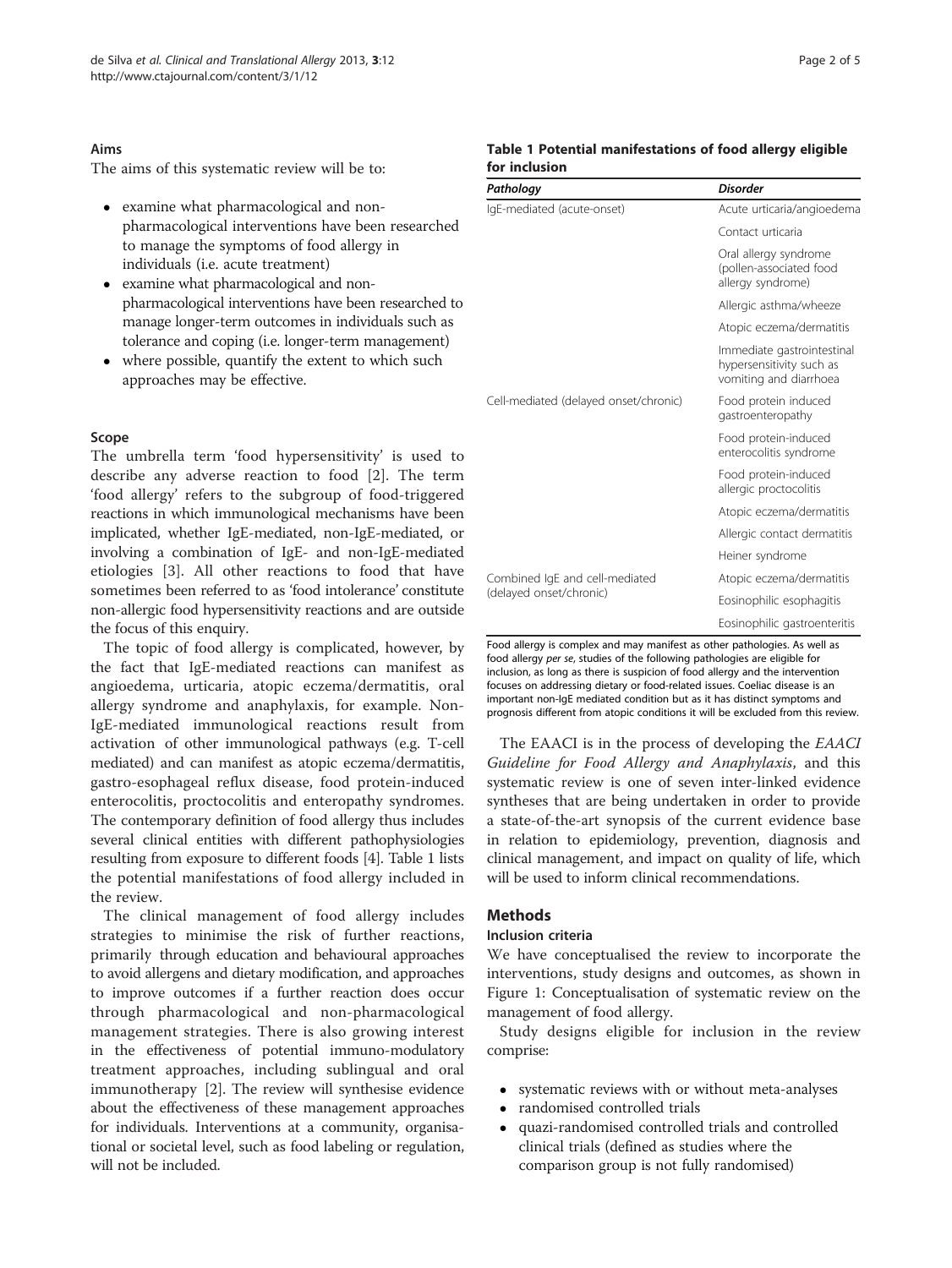## Aims

The aims of this systematic review will be to:

- examine what pharmacological and non-pharmacological interventions have been researched to manage the symptoms of food allergy in individuals (i.e. acute treatment)
- examine what pharmacological and non-pharmacological interventions have been researched to manage longer-term outcomes in individuals such as tolerance and coping (i.e. longer-term management)
- where possible, quantify the extent to which such approaches may be effective.

## Scope

The umbrella term 'food hypersensitivity' is used to describe any adverse reaction to food [2]. The term 'food allergy' refers to the subgroup of food-triggered reactions in which immunological mechanisms have been implicated, whether IgE-mediated, non-IgE-mediated, or involving a combination of IgE- and non-IgE-mediated etiologies [3]. All other reactions to food that have sometimes been referred to as 'food intolerance' constitute non-allergic food hypersensitivity reactions and are outside the focus of this enquiry.

The topic of food allergy is complicated, however, by the fact that IgE-mediated reactions can manifest as angioedema, urticaria, atopic eczema/dermatitis, oral allergy syndrome and anaphylaxis, for example. Non-IgE-mediated immunological reactions result from activation of other immunological pathways (e.g. T-cell mediated) and can manifest as atopic eczema/dermatitis, gastro-esophageal reflux disease, food protein-induced enterocolitis, proctocolitis and enteropathy syndromes. The contemporary definition of food allergy thus includes several clinical entities with different pathophysiologies resulting from exposure to different foods [4]. Table 1 lists the potential manifestations of food allergy included in the review.

The clinical management of food allergy includes strategies to minimise the risk of further reactions, primarily through education and behavioural approaches to avoid allergens and dietary modification, and approaches to improve outcomes if a further reaction does occur through pharmacological and non-pharmacological management strategies. There is also growing interest in the effectiveness of potential immuno-modulatory treatment approaches, including sublingual and oral immunotherapy [2]. The review will synthesise evidence about the effectiveness of these management approaches for individuals. Interventions at a community, organisational or societal level, such as food labeling or regulation, will not be included.

**Table 1 Potential manifestations of food allergy eligible for inclusion**

| *Pathology* | *Disorder* |
|---|---|
| IgE-mediated (acute-onset) | Acute urticaria/angioedema |
| | Contact urticaria |
| | Oral allergy syndrome (pollen-associated food allergy syndrome) |
| | Allergic asthma/wheeze |
| | Atopic eczema/dermatitis |
| | Immediate gastrointestinal hypersensitivity such as vomiting and diarrhoea |
| Cell-mediated (delayed onset/chronic) | Food protein induced gastroenteropathy |
| | Food protein-induced enterocolitis syndrome |
| | Food protein-induced allergic proctocolitis |
| | Atopic eczema/dermatitis |
| | Allergic contact dermatitis |
| | Heiner syndrome |
| Combined IgE and cell-mediated (delayed onset/chronic) | Atopic eczema/dermatitis |
| | Eosinophilic esophagitis |
| | Eosinophilic gastroenteritis |

Food allergy is complex and may manifest as other pathologies. As well as food allergy *per se*, studies of the following pathologies are eligible for inclusion, as long as there is suspicion of food allergy and the intervention focuses on addressing dietary or food-related issues. Coeliac disease is an important non-IgE mediated condition but as it has distinct symptoms and prognosis different from atopic conditions it will be excluded from this review.

The EAACI is in the process of developing the *EAACI Guideline for Food Allergy and Anaphylaxis*, and this systematic review is one of seven inter-linked evidence syntheses that are being undertaken in order to provide a state-of-the-art synopsis of the current evidence base in relation to epidemiology, prevention, diagnosis and clinical management, and impact on quality of life, which will be used to inform clinical recommendations.

## Methods

### Inclusion criteria

We have conceptualised the review to incorporate the interventions, study designs and outcomes, as shown in Figure 1: Conceptualisation of systematic review on the management of food allergy.

Study designs eligible for inclusion in the review comprise:

- systematic reviews with or without meta-analyses
- randomised controlled trials
- quazi-randomised controlled trials and controlled clinical trials (defined as studies where the comparison group is not fully randomised)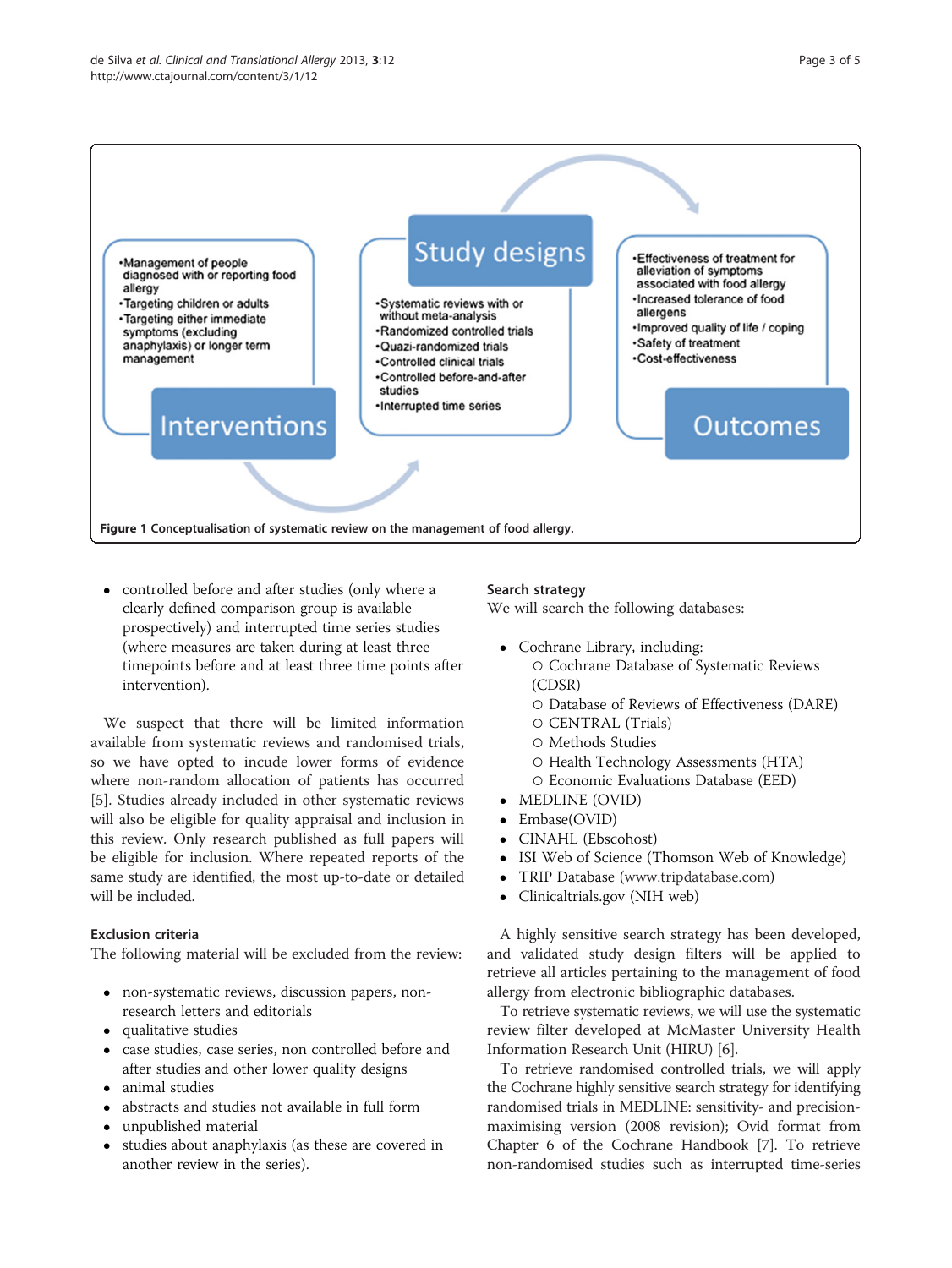**Interventions**

- Management of people diagnosed with or reporting food allergy
- Targeting children or adults
- Targeting either immediate symptoms (excluding anaphylaxis) or longer term management

**Study designs**

- Systematic reviews with or without meta-analysis
- Randomized controlled trials
- Quazi-randomized trials
- Controlled clinical trials
- Controlled before-and-after studies
- Interrupted time series

**Outcomes**

- Effectiveness of treatment for alleviation of symptoms associated with food allergy
- Increased tolerance of food allergens
- Improved quality of life / coping
- Safety of treatment
- Cost-effectiveness

**Figure 1 Conceptualisation of systematic review on the management of food allergy.**

- controlled before and after studies (only where a clearly defined comparison group is available prospectively) and interrupted time series studies (where measures are taken during at least three timepoints before and at least three time points after intervention).

We suspect that there will be limited information available from systematic reviews and randomised trials, so we have opted to incude lower forms of evidence where non-random allocation of patients has occurred [5]. Studies already included in other systematic reviews will also be eligible for quality appraisal and inclusion in this review. Only research published as full papers will be eligible for inclusion. Where repeated reports of the same study are identified, the most up-to-date or detailed will be included.

### Exclusion criteria

The following material will be excluded from the review:

- non-systematic reviews, discussion papers, non-research letters and editorials
- qualitative studies
- case studies, case series, non controlled before and after studies and other lower quality designs
- animal studies
- abstracts and studies not available in full form
- unpublished material
- studies about anaphylaxis (as these are covered in another review in the series).

### Search strategy

We will search the following databases:

- Cochrane Library, including:
  - Cochrane Database of Systematic Reviews (CDSR)
  - Database of Reviews of Effectiveness (DARE)
  - CENTRAL (Trials)
  - Methods Studies
  - Health Technology Assessments (HTA)
  - Economic Evaluations Database (EED)
- MEDLINE (OVID)
- Embase(OVID)
- CINAHL (Ebscohost)
- ISI Web of Science (Thomson Web of Knowledge)
- TRIP Database (www.tripdatabase.com)
- Clinicaltrials.gov (NIH web)

A highly sensitive search strategy has been developed, and validated study design filters will be applied to retrieve all articles pertaining to the management of food allergy from electronic bibliographic databases.

To retrieve systematic reviews, we will use the systematic review filter developed at McMaster University Health Information Research Unit (HIRU) [6].

To retrieve randomised controlled trials, we will apply the Cochrane highly sensitive search strategy for identifying randomised trials in MEDLINE: sensitivity- and precision-maximising version (2008 revision); Ovid format from Chapter 6 of the Cochrane Handbook [7]. To retrieve non-randomised studies such as interrupted time-series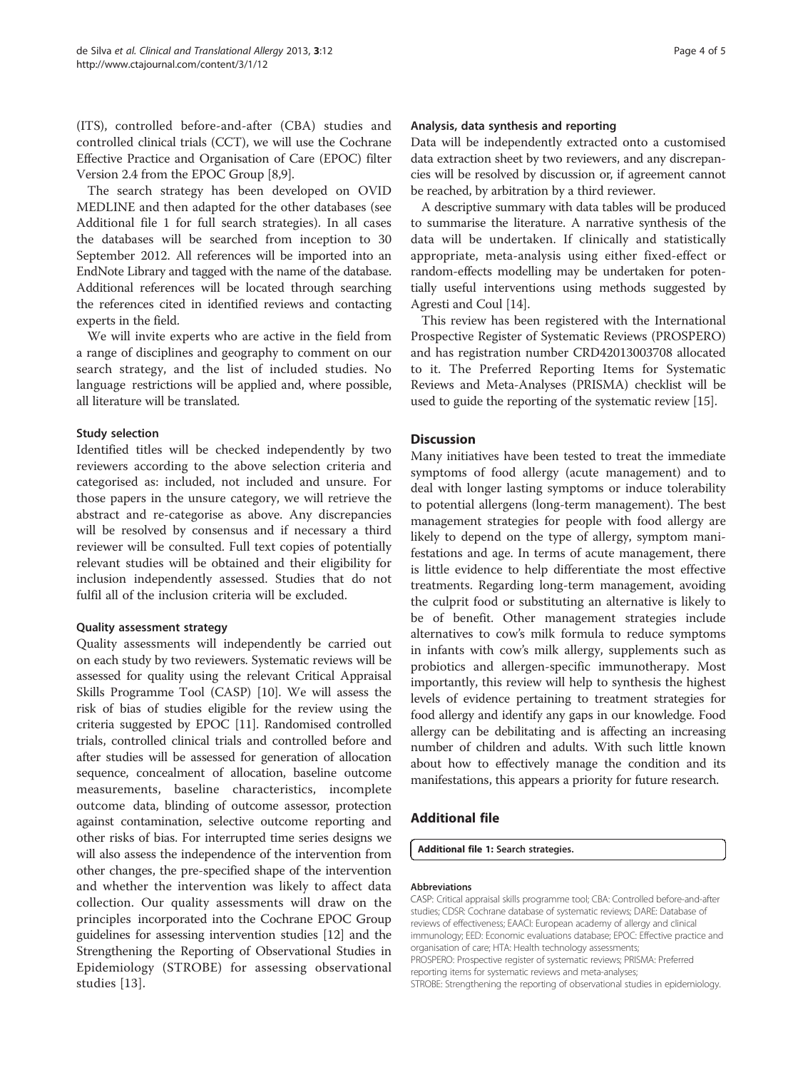(ITS), controlled before-and-after (CBA) studies and controlled clinical trials (CCT), we will use the Cochrane Effective Practice and Organisation of Care (EPOC) filter Version 2.4 from the EPOC Group [8,9].

The search strategy has been developed on OVID MEDLINE and then adapted for the other databases (see Additional file 1 for full search strategies). In all cases the databases will be searched from inception to 30 September 2012. All references will be imported into an EndNote Library and tagged with the name of the database. Additional references will be located through searching the references cited in identified reviews and contacting experts in the field.

We will invite experts who are active in the field from a range of disciplines and geography to comment on our search strategy, and the list of included studies. No language restrictions will be applied and, where possible, all literature will be translated.

#### Study selection

Identified titles will be checked independently by two reviewers according to the above selection criteria and categorised as: included, not included and unsure. For those papers in the unsure category, we will retrieve the abstract and re-categorise as above. Any discrepancies will be resolved by consensus and if necessary a third reviewer will be consulted. Full text copies of potentially relevant studies will be obtained and their eligibility for inclusion independently assessed. Studies that do not fulfil all of the inclusion criteria will be excluded.

#### Quality assessment strategy

Quality assessments will independently be carried out on each study by two reviewers. Systematic reviews will be assessed for quality using the relevant Critical Appraisal Skills Programme Tool (CASP) [10]. We will assess the risk of bias of studies eligible for the review using the criteria suggested by EPOC [11]. Randomised controlled trials, controlled clinical trials and controlled before and after studies will be assessed for generation of allocation sequence, concealment of allocation, baseline outcome measurements, baseline characteristics, incomplete outcome data, blinding of outcome assessor, protection against contamination, selective outcome reporting and other risks of bias. For interrupted time series designs we will also assess the independence of the intervention from other changes, the pre-specified shape of the intervention and whether the intervention was likely to affect data collection. Our quality assessments will draw on the principles incorporated into the Cochrane EPOC Group guidelines for assessing intervention studies [12] and the Strengthening the Reporting of Observational Studies in Epidemiology (STROBE) for assessing observational studies [13].

#### Analysis, data synthesis and reporting

Data will be independently extracted onto a customised data extraction sheet by two reviewers, and any discrepancies will be resolved by discussion or, if agreement cannot be reached, by arbitration by a third reviewer.

A descriptive summary with data tables will be produced to summarise the literature. A narrative synthesis of the data will be undertaken. If clinically and statistically appropriate, meta-analysis using either fixed-effect or random-effects modelling may be undertaken for potentially useful interventions using methods suggested by Agresti and Coul [14].

This review has been registered with the International Prospective Register of Systematic Reviews (PROSPERO) and has registration number CRD42013003708 allocated to it. The Preferred Reporting Items for Systematic Reviews and Meta-Analyses (PRISMA) checklist will be used to guide the reporting of the systematic review [15].

## Discussion

Many initiatives have been tested to treat the immediate symptoms of food allergy (acute management) and to deal with longer lasting symptoms or induce tolerability to potential allergens (long-term management). The best management strategies for people with food allergy are likely to depend on the type of allergy, symptom manifestations and age. In terms of acute management, there is little evidence to help differentiate the most effective treatments. Regarding long-term management, avoiding the culprit food or substituting an alternative is likely to be of benefit. Other management strategies include alternatives to cow's milk formula to reduce symptoms in infants with cow's milk allergy, supplements such as probiotics and allergen-specific immunotherapy. Most importantly, this review will help to synthesis the highest levels of evidence pertaining to treatment strategies for food allergy and identify any gaps in our knowledge. Food allergy can be debilitating and is affecting an increasing number of children and adults. With such little known about how to effectively manage the condition and its manifestations, this appears a priority for future research.

## Additional file

**Additional file 1: Search strategies.**

#### Abbreviations

CASP: Critical appraisal skills programme tool; CBA: Controlled before-and-after studies; CDSR: Cochrane database of systematic reviews; DARE: Database of reviews of effectiveness; EAACI: European academy of allergy and clinical immunology; EED: Economic evaluations database; EPOC: Effective practice and organisation of care; HTA: Health technology assessments; PROSPERO: Prospective register of systematic reviews; PRISMA: Preferred reporting items for systematic reviews and meta-analyses; STROBE: Strengthening the reporting of observational studies in epidemiology.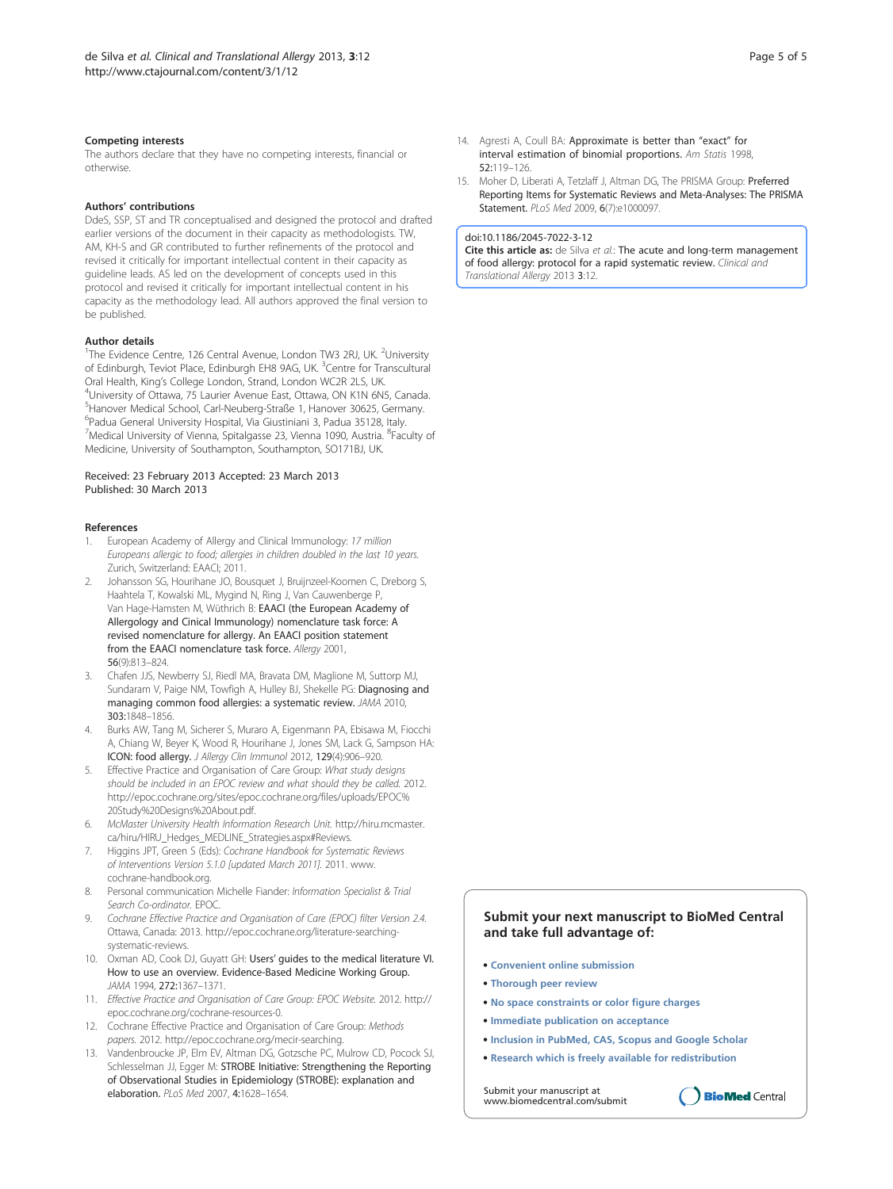### Competing interests

The authors declare that they have no competing interests, financial or otherwise.

### Authors' contributions

DdeS, SSP, ST and TR conceptualised and designed the protocol and drafted earlier versions of the document in their capacity as methodologists. TW, AM, KH-S and GR contributed to further refinements of the protocol and revised it critically for important intellectual content in their capacity as guideline leads. AS led on the development of concepts used in this protocol and revised it critically for important intellectual content in his capacity as the methodology lead. All authors approved the final version to be published.

### Author details

[1]The Evidence Centre, 126 Central Avenue, London TW3 2RJ, UK. [2]University of Edinburgh, Teviot Place, Edinburgh EH8 9AG, UK. [3]Centre for Transcultural Oral Health, King's College London, Strand, London WC2R 2LS, UK. [4]University of Ottawa, 75 Laurier Avenue East, Ottawa, ON K1N 6N5, Canada. [5]Hanover Medical School, Carl-Neuberg-Straße 1, Hanover 30625, Germany. [6]Padua General University Hospital, Via Giustiniani 3, Padua 35128, Italy. [7]Medical University of Vienna, Spitalgasse 23, Vienna 1090, Austria. [8]Faculty of Medicine, University of Southampton, Southampton, SO171BJ, UK.

Received: 23 February 2013 Accepted: 23 March 2013
Published: 30 March 2013

### References

1. European Academy of Allergy and Clinical Immunology: *17 million Europeans allergic to food; allergies in children doubled in the last 10 years.* Zurich, Switzerland: EAACI; 2011.
2. Johansson SG, Hourihane JO, Bousquet J, Bruijnzeel-Koomen C, Dreborg S, Haahtela T, Kowalski ML, Mygind N, Ring J, Van Cauwenberge P, Van Hage-Hamsten M, Wüthrich B: **EAACI (the European Academy of Allergology and Cinical Immunology) nomenclature task force: A revised nomenclature for allergy. An EAACI position statement from the EAACI nomenclature task force.** *Allergy* 2001, **56**(9):813–824.
3. Chafen JJS, Newberry SJ, Riedl MA, Bravata DM, Maglione M, Suttorp MJ, Sundaram V, Paige NM, Towfigh A, Hulley BJ, Shekelle PG: **Diagnosing and managing common food allergies: a systematic review.** *JAMA* 2010, **303:**1848–1856.
4. Burks AW, Tang M, Sicherer S, Muraro A, Eigenmann PA, Ebisawa M, Fiocchi A, Chiang W, Beyer K, Wood R, Hourihane J, Jones SM, Lack G, Sampson HA: **ICON: food allergy.** *J Allergy Clin Immunol* 2012, **129**(4):906–920.
5. Effective Practice and Organisation of Care Group: *What study designs should be included in an EPOC review and what should they be called.* 2012. http://epoc.cochrane.org/sites/epoc.cochrane.org/files/uploads/EPOC%20Study%20Designs%20About.pdf.
6. *McMaster University Health Information Research Unit.* http://hiru.mcmaster.ca/hiru/HIRU_Hedges_MEDLINE_Strategies.aspx#Reviews.
7. Higgins JPT, Green S (Eds): *Cochrane Handbook for Systematic Reviews of Interventions Version 5.1.0 [updated March 2011].* 2011. www.cochrane-handbook.org.
8. Personal communication Michelle Fiander: *Information Specialist & Trial Search Co-ordinator.* EPOC.
9. *Cochrane Effective Practice and Organisation of Care (EPOC) filter Version 2.4.* Ottawa, Canada: 2013. http://epoc.cochrane.org/literature-searching-systematic-reviews.
10. Oxman AD, Cook DJ, Guyatt GH: **Users' guides to the medical literature VI. How to use an overview. Evidence-Based Medicine Working Group.** *JAMA* 1994, **272:**1367–1371.
11. *Effective Practice and Organisation of Care Group: EPOC Website.* 2012. http://epoc.cochrane.org/cochrane-resources-0.
12. Cochrane Effective Practice and Organisation of Care Group: *Methods papers.* 2012. http://epoc.cochrane.org/mecir-searching.
13. Vandenbroucke JP, Elm EV, Altman DG, Gotzsche PC, Mulrow CD, Pocock SJ, Schlesselman JJ, Egger M: **STROBE Initiative: Strengthening the Reporting of Observational Studies in Epidemiology (STROBE): explanation and elaboration.** *PLoS Med* 2007, **4:**1628–1654.
14. Agresti A, Coull BA: **Approximate is better than "exact" for interval estimation of binomial proportions.** *Am Statis* 1998, **52:**119–126.
15. Moher D, Liberati A, Tetzlaff J, Altman DG, The PRISMA Group: **Preferred Reporting Items for Systematic Reviews and Meta-Analyses: The PRISMA Statement.** *PLoS Med* 2009, **6**(7):e1000097.

doi:10.1186/2045-7022-3-12
**Cite this article as:** de Silva *et al.*: The acute and long-term management of food allergy: protocol for a rapid systematic review. *Clinical and Translational Allergy* 2013 **3**:12.

**Submit your next manuscript to BioMed Central and take full advantage of:**

- **Convenient online submission**
- **Thorough peer review**
- **No space constraints or color figure charges**
- **Immediate publication on acceptance**
- **Inclusion in PubMed, CAS, Scopus and Google Scholar**
- **Research which is freely available for redistribution**

Submit your manuscript at
www.biomedcentral.com/submit

BioMed Central